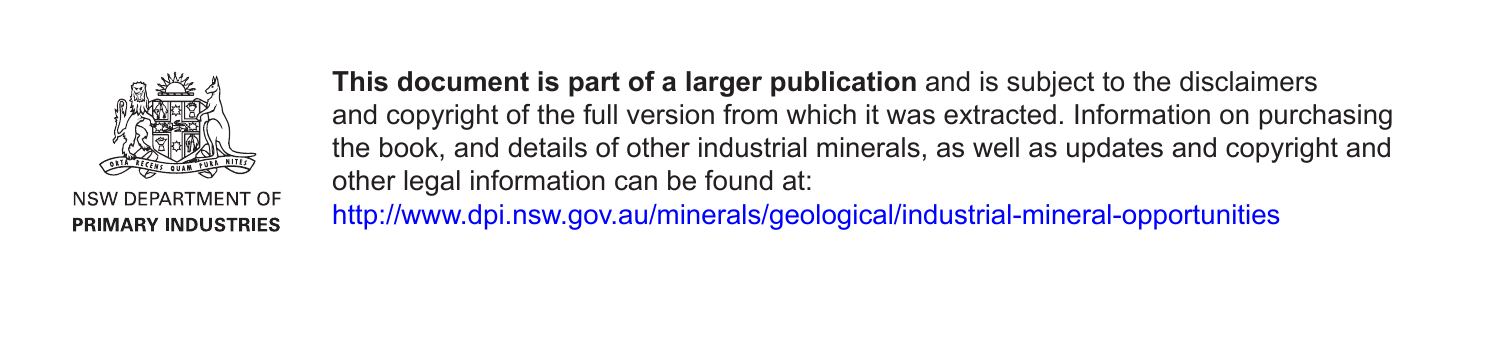NSW DEPARTMENT OF
**PRIMARY INDUSTRIES**

**This document is part of a larger publication** and is subject to the disclaimers and copyright of the full version from which it was extracted. Information on purchasing the book, and details of other industrial minerals, as well as updates and copyright and other legal information can be found at:

http://www.dpi.nsw.gov.au/minerals/geological/industrial-mineral-opportunities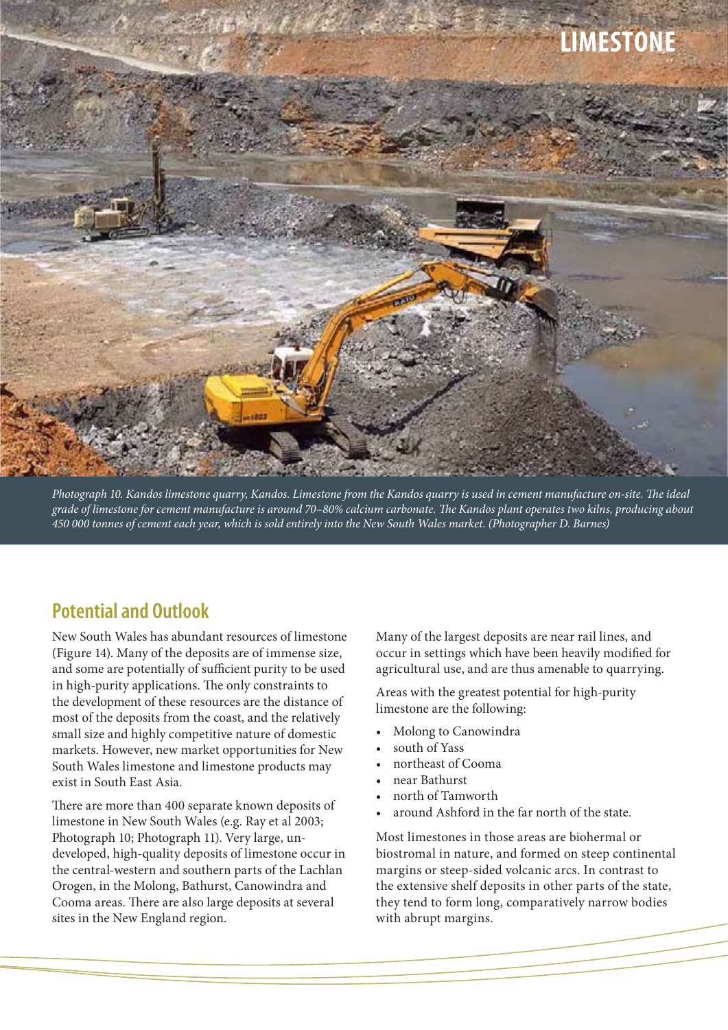# LIMESTONE

*Photograph 10. Kandos limestone quarry, Kandos. Limestone from the Kandos quarry is used in cement manufacture on-site. The ideal grade of limestone for cement manufacture is around 70–80% calcium carbonate. The Kandos plant operates two kilns, producing about 450 000 tonnes of cement each year, which is sold entirely into the New South Wales market. (Photographer D. Barnes)*

## Potential and Outlook

New South Wales has abundant resources of limestone (Figure 14). Many of the deposits are of immense size, and some are potentially of sufficient purity to be used in high-purity applications. The only constraints to the development of these resources are the distance of most of the deposits from the coast, and the relatively small size and highly competitive nature of domestic markets. However, new market opportunities for New South Wales limestone and limestone products may exist in South East Asia.

There are more than 400 separate known deposits of limestone in New South Wales (e.g. Ray et al 2003; Photograph 10; Photograph 11). Very large, un-developed, high-quality deposits of limestone occur in the central-western and southern parts of the Lachlan Orogen, in the Molong, Bathurst, Canowindra and Cooma areas. There are also large deposits at several sites in the New England region.

Many of the largest deposits are near rail lines, and occur in settings which have been heavily modified for agricultural use, and are thus amenable to quarrying.

Areas with the greatest potential for high-purity limestone are the following:

- Molong to Canowindra
- south of Yass
- northeast of Cooma
- near Bathurst
- north of Tamworth
- around Ashford in the far north of the state.

Most limestones in those areas are biohermal or biostromal in nature, and formed on steep continental margins or steep-sided volcanic arcs. In contrast to the extensive shelf deposits in other parts of the state, they tend to form long, comparatively narrow bodies with abrupt margins.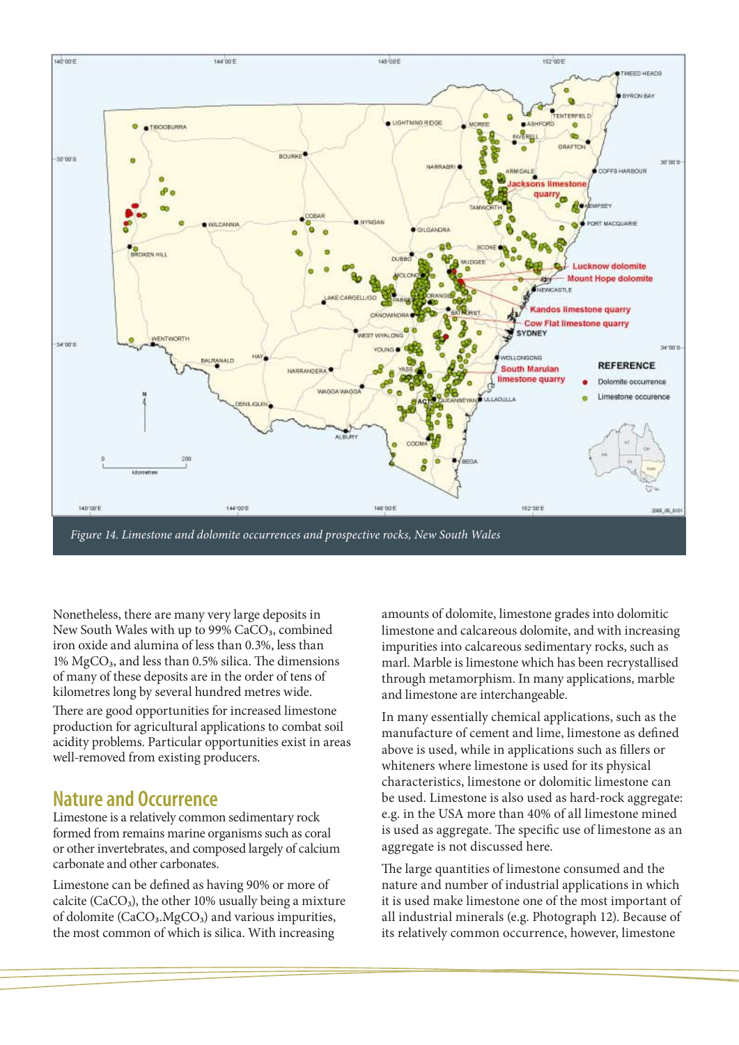*Figure 14. Limestone and dolomite occurrences and prospective rocks, New South Wales*

Nonetheless, there are many very large deposits in New South Wales with up to 99% $CaCO_3$, combined iron oxide and alumina of less than 0.3%, less than 1% $MgCO_3$, and less than 0.5% silica. The dimensions of many of these deposits are in the order of tens of kilometres long by several hundred metres wide.

There are good opportunities for increased limestone production for agricultural applications to combat soil acidity problems. Particular opportunities exist in areas well-removed from existing producers.

## Nature and Occurrence

Limestone is a relatively common sedimentary rock formed from remains marine organisms such as coral or other invertebrates, and composed largely of calcium carbonate and other carbonates.

Limestone can be defined as having 90% or more of calcite ($CaCO_3$), the other 10% usually being a mixture of dolomite ($CaCO_3.MgCO_3$) and various impurities, the most common of which is silica. With increasing amounts of dolomite, limestone grades into dolomitic limestone and calcareous dolomite, and with increasing impurities into calcareous sedimentary rocks, such as marl. Marble is limestone which has been recrystallised through metamorphism. In many applications, marble and limestone are interchangeable.

In many essentially chemical applications, such as the manufacture of cement and lime, limestone as defined above is used, while in applications such as fillers or whiteners where limestone is used for its physical characteristics, limestone or dolomitic limestone can be used. Limestone is also used as hard-rock aggregate: e.g. in the USA more than 40% of all limestone mined is used as aggregate. The specific use of limestone as an aggregate is not discussed here.

The large quantities of limestone consumed and the nature and number of industrial applications in which it is used make limestone one of the most important of all industrial minerals (e.g. Photograph 12). Because of its relatively common occurrence, however, limestone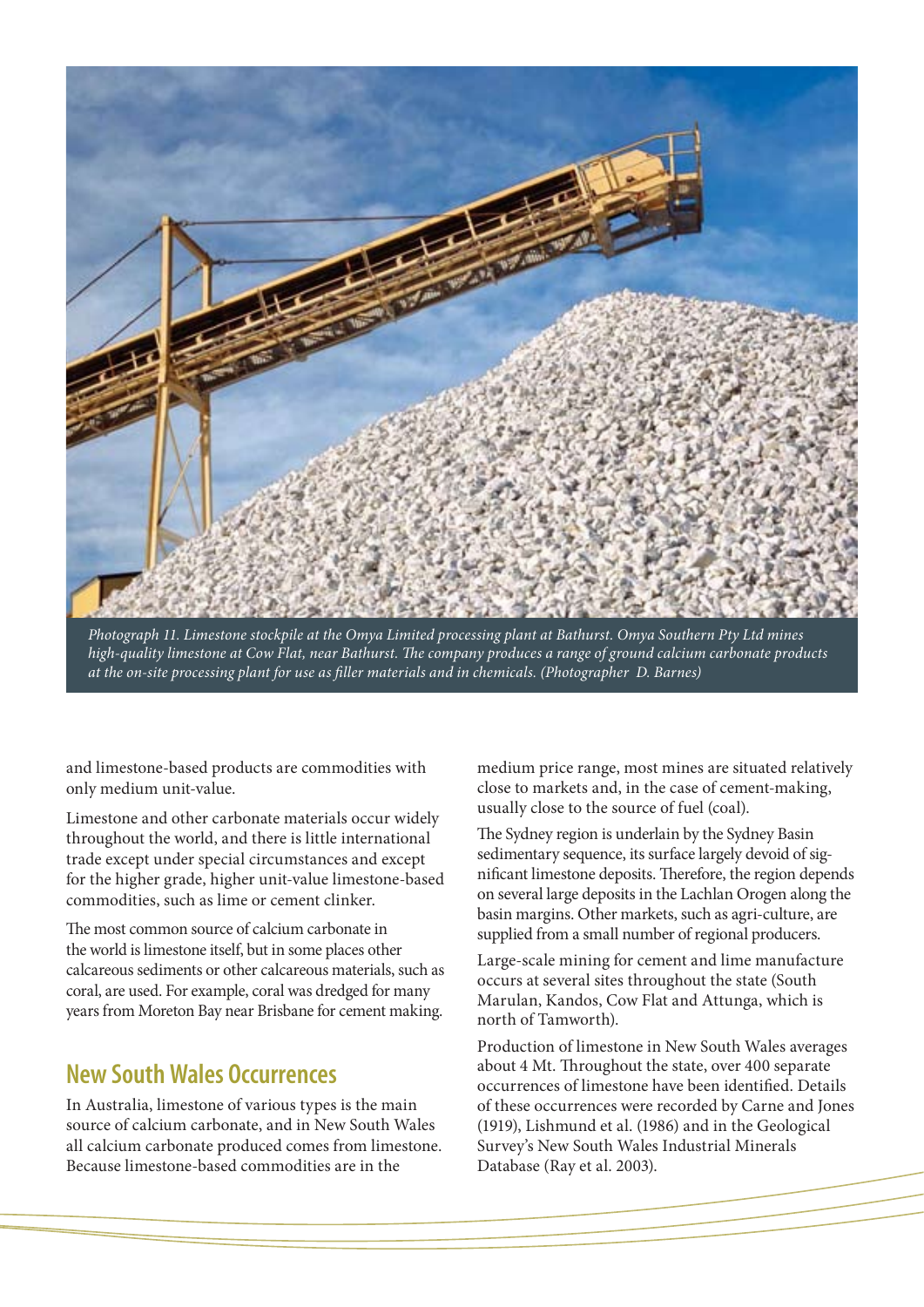*Photograph 11. Limestone stockpile at the Omya Limited processing plant at Bathurst. Omya Southern Pty Ltd mines high-quality limestone at Cow Flat, near Bathurst. The company produces a range of ground calcium carbonate products at the on-site processing plant for use as filler materials and in chemicals. (Photographer D. Barnes)*

and limestone-based products are commodities with only medium unit-value.

Limestone and other carbonate materials occur widely throughout the world, and there is little international trade except under special circumstances and except for the higher grade, higher unit-value limestone-based commodities, such as lime or cement clinker.

The most common source of calcium carbonate in the world is limestone itself, but in some places other calcareous sediments or other calcareous materials, such as coral, are used. For example, coral was dredged for many years from Moreton Bay near Brisbane for cement making.

## New South Wales Occurrences

In Australia, limestone of various types is the main source of calcium carbonate, and in New South Wales all calcium carbonate produced comes from limestone. Because limestone-based commodities are in the medium price range, most mines are situated relatively close to markets and, in the case of cement-making, usually close to the source of fuel (coal).

The Sydney region is underlain by the Sydney Basin sedimentary sequence, its surface largely devoid of significant limestone deposits. Therefore, the region depends on several large deposits in the Lachlan Orogen along the basin margins. Other markets, such as agri-culture, are supplied from a small number of regional producers.

Large-scale mining for cement and lime manufacture occurs at several sites throughout the state (South Marulan, Kandos, Cow Flat and Attunga, which is north of Tamworth).

Production of limestone in New South Wales averages about 4 Mt. Throughout the state, over 400 separate occurrences of limestone have been identified. Details of these occurrences were recorded by Carne and Jones (1919), Lishmund et al. (1986) and in the Geological Survey's New South Wales Industrial Minerals Database (Ray et al. 2003).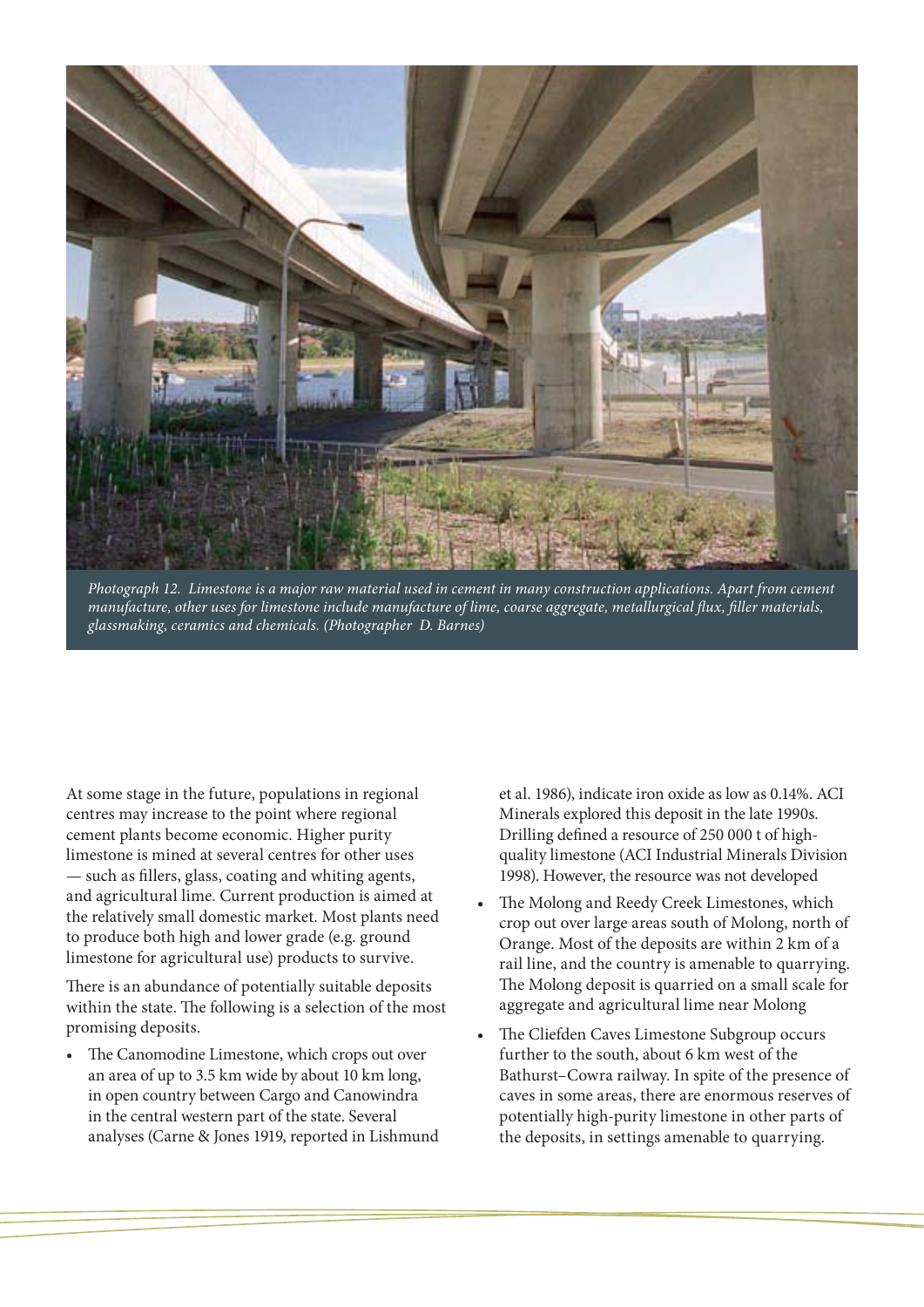*Photograph 12. Limestone is a major raw material used in cement in many construction applications. Apart from cement manufacture, other uses for limestone include manufacture of lime, coarse aggregate, metallurgical flux, filler materials, glassmaking, ceramics and chemicals. (Photographer D. Barnes)*

At some stage in the future, populations in regional centres may increase to the point where regional cement plants become economic. Higher purity limestone is mined at several centres for other uses — such as fillers, glass, coating and whiting agents, and agricultural lime. Current production is aimed at the relatively small domestic market. Most plants need to produce both high and lower grade (e.g. ground limestone for agricultural use) products to survive.

There is an abundance of potentially suitable deposits within the state. The following is a selection of the most promising deposits.

- The Canomodine Limestone, which crops out over an area of up to 3.5 km wide by about 10 km long, in open country between Cargo and Canowindra in the central western part of the state. Several analyses (Carne & Jones 1919, reported in Lishmund et al. 1986), indicate iron oxide as low as 0.14%. ACI Minerals explored this deposit in the late 1990s. Drilling defined a resource of 250 000 t of high-quality limestone (ACI Industrial Minerals Division 1998). However, the resource was not developed
- The Molong and Reedy Creek Limestones, which crop out over large areas south of Molong, north of Orange. Most of the deposits are within 2 km of a rail line, and the country is amenable to quarrying. The Molong deposit is quarried on a small scale for aggregate and agricultural lime near Molong
- The Cliefden Caves Limestone Subgroup occurs further to the south, about 6 km west of the Bathurst–Cowra railway. In spite of the presence of caves in some areas, there are enormous reserves of potentially high-purity limestone in other parts of the deposits, in settings amenable to quarrying.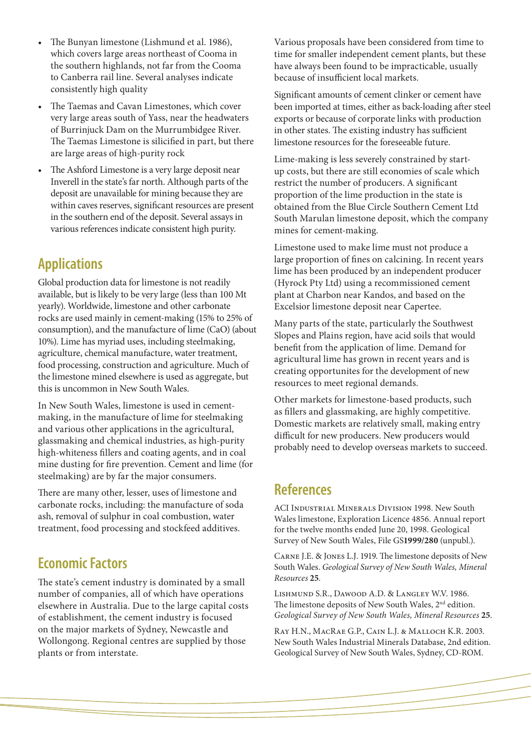- The Bunyan limestone (Lishmund et al. 1986), which covers large areas northeast of Cooma in the southern highlands, not far from the Cooma to Canberra rail line. Several analyses indicate consistently high quality
- The Taemas and Cavan Limestones, which cover very large areas south of Yass, near the headwaters of Burrinjuck Dam on the Murrumbidgee River. The Taemas Limestone is silicified in part, but there are large areas of high-purity rock
- The Ashford Limestone is a very large deposit near Inverell in the state's far north. Although parts of the deposit are unavailable for mining because they are within caves reserves, significant resources are present in the southern end of the deposit. Several assays in various references indicate consistent high purity.

## Applications

Global production data for limestone is not readily available, but is likely to be very large (less than 100 Mt yearly). Worldwide, limestone and other carbonate rocks are used mainly in cement-making (15% to 25% of consumption), and the manufacture of lime (CaO) (about 10%). Lime has myriad uses, including steelmaking, agriculture, chemical manufacture, water treatment, food processing, construction and agriculture. Much of the limestone mined elsewhere is used as aggregate, but this is uncommon in New South Wales.

In New South Wales, limestone is used in cement-making, in the manufacture of lime for steelmaking and various other applications in the agricultural, glassmaking and chemical industries, as high-purity high-whiteness fillers and coating agents, and in coal mine dusting for fire prevention. Cement and lime (for steelmaking) are by far the major consumers.

There are many other, lesser, uses of limestone and carbonate rocks, including: the manufacture of soda ash, removal of sulphur in coal combustion, water treatment, food processing and stockfeed additives.

## Economic Factors

The state's cement industry is dominated by a small number of companies, all of which have operations elsewhere in Australia. Due to the large capital costs of establishment, the cement industry is focused on the major markets of Sydney, Newcastle and Wollongong. Regional centres are supplied by those plants or from interstate.

Various proposals have been considered from time to time for smaller independent cement plants, but these have always been found to be impracticable, usually because of insufficient local markets.

Significant amounts of cement clinker or cement have been imported at times, either as back-loading after steel exports or because of corporate links with production in other states. The existing industry has sufficient limestone resources for the foreseeable future.

Lime-making is less severely constrained by start-up costs, but there are still economies of scale which restrict the number of producers. A significant proportion of the lime production in the state is obtained from the Blue Circle Southern Cement Ltd South Marulan limestone deposit, which the company mines for cement-making.

Limestone used to make lime must not produce a large proportion of fines on calcining. In recent years lime has been produced by an independent producer (Hyrock Pty Ltd) using a recommissioned cement plant at Charbon near Kandos, and based on the Excelsior limestone deposit near Capertee.

Many parts of the state, particularly the Southwest Slopes and Plains region, have acid soils that would benefit from the application of lime. Demand for agricultural lime has grown in recent years and is creating opportunites for the development of new resources to meet regional demands.

Other markets for limestone-based products, such as fillers and glassmaking, are highly competitive. Domestic markets are relatively small, making entry difficult for new producers. New producers would probably need to develop overseas markets to succeed.

## References

ACI Industrial Minerals Division 1998. New South Wales limestone, Exploration Licence 4856. Annual report for the twelve months ended June 20, 1998. Geological Survey of New South Wales, File GS**1999/280** (unpubl.).

Carne J.E. & Jones L.J. 1919. The limestone deposits of New South Wales. *Geological Survey of New South Wales, Mineral Resources* **25**.

Lishmund S.R., Dawood A.D. & Langley W.V. 1986. The limestone deposits of New South Wales, 2nd edition. *Geological Survey of New South Wales, Mineral Resources* **25**.

Ray H.N., MacRae G.P., Cain L.J. & Malloch K.R. 2003. New South Wales Industrial Minerals Database, 2nd edition. Geological Survey of New South Wales, Sydney, CD-ROM.